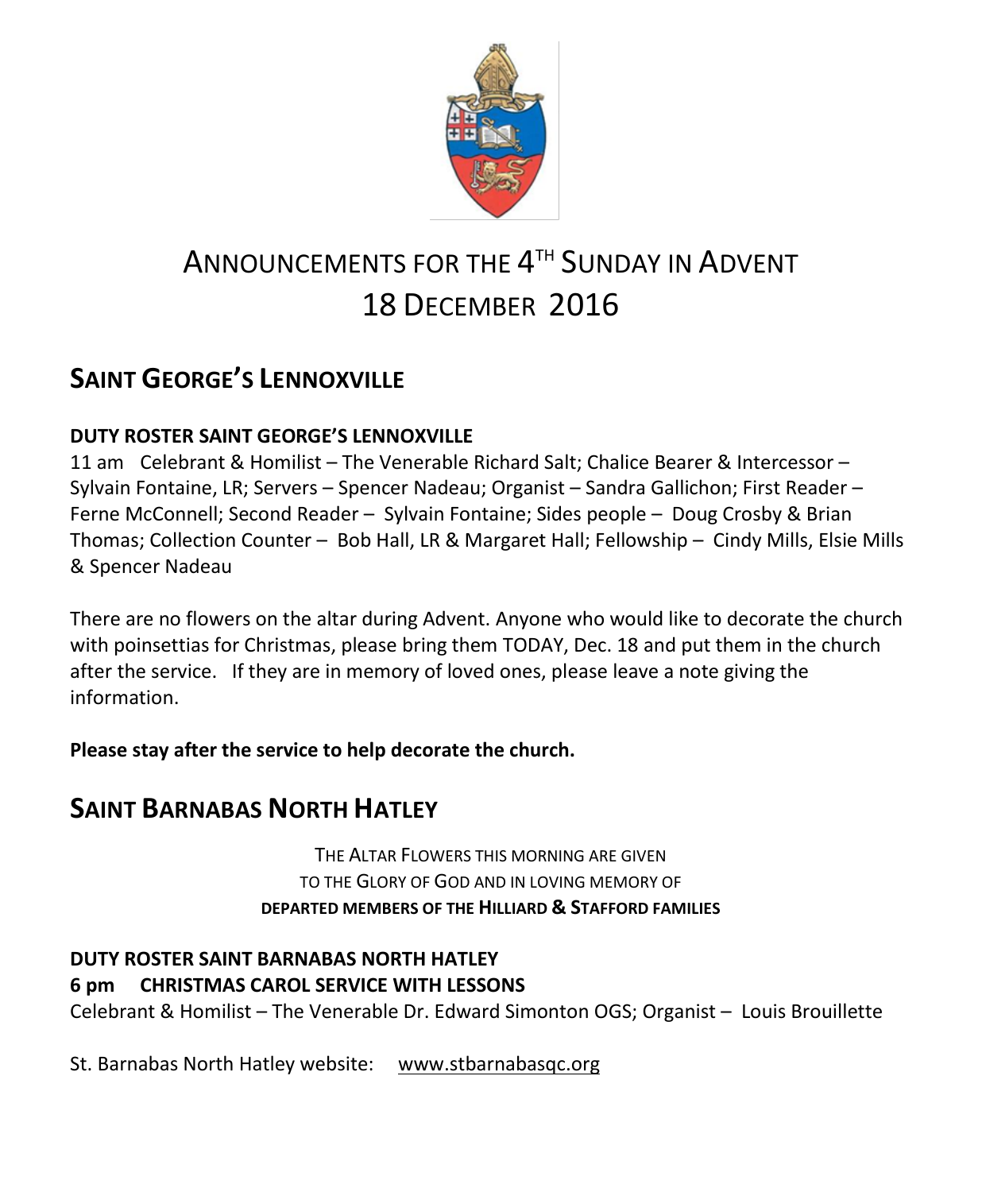# ANNOUNCEMENTS FOR THE 4TH SUNDAY IN ADVENT
# 18 DECEMBER 2016

## SAINT GEORGE'S LENNOXVILLE

**DUTY ROSTER SAINT GEORGE'S LENNOXVILLE**

11 am Celebrant & Homilist – The Venerable Richard Salt; Chalice Bearer & Intercessor – Sylvain Fontaine, LR; Servers – Spencer Nadeau; Organist – Sandra Gallichon; First Reader – Ferne McConnell; Second Reader – Sylvain Fontaine; Sides people – Doug Crosby & Brian Thomas; Collection Counter – Bob Hall, LR & Margaret Hall; Fellowship – Cindy Mills, Elsie Mills & Spencer Nadeau

There are no flowers on the altar during Advent. Anyone who would like to decorate the church with poinsettias for Christmas, please bring them TODAY, Dec. 18 and put them in the church after the service. If they are in memory of loved ones, please leave a note giving the information.

**Please stay after the service to help decorate the church.**

## SAINT BARNABAS NORTH HATLEY

THE ALTAR FLOWERS THIS MORNING ARE GIVEN
TO THE GLORY OF GOD AND IN LOVING MEMORY OF
**DEPARTED MEMBERS OF THE HILLIARD & STAFFORD FAMILIES**

**DUTY ROSTER SAINT BARNABAS NORTH HATLEY**
**6 pm CHRISTMAS CAROL SERVICE WITH LESSONS**
Celebrant & Homilist – The Venerable Dr. Edward Simonton OGS; Organist – Louis Brouillette

St. Barnabas North Hatley website: www.stbarnabasqc.org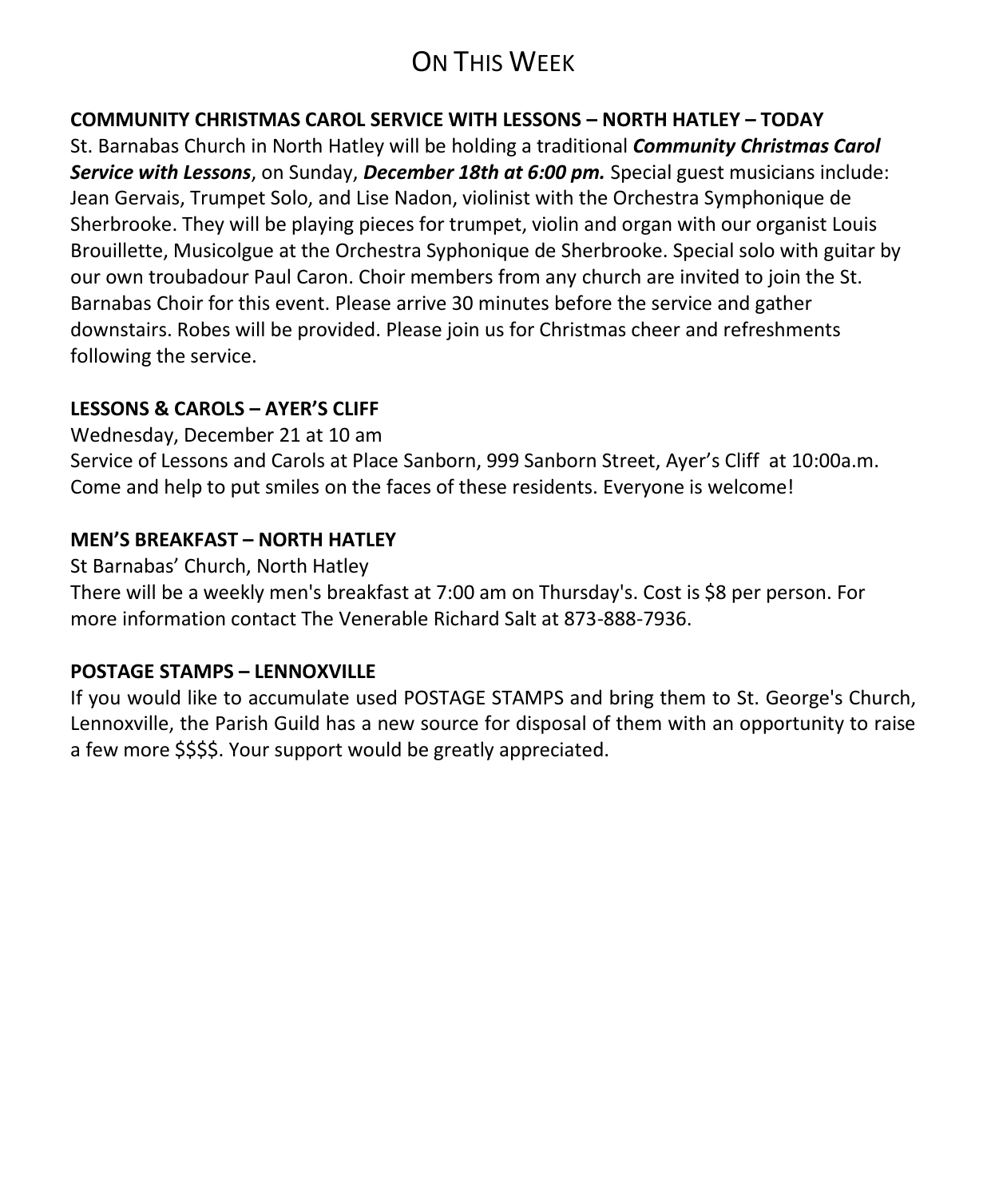# On This Week

**COMMUNITY CHRISTMAS CAROL SERVICE WITH LESSONS – NORTH HATLEY – TODAY**

St. Barnabas Church in North Hatley will be holding a traditional ***Community Christmas Carol Service with Lessons***, on Sunday, ***December 18th at 6:00 pm.*** Special guest musicians include: Jean Gervais, Trumpet Solo, and Lise Nadon, violinist with the Orchestra Symphonique de Sherbrooke. They will be playing pieces for trumpet, violin and organ with our organist Louis Brouillette, Musicolgue at the Orchestra Syphonique de Sherbrooke. Special solo with guitar by our own troubadour Paul Caron. Choir members from any church are invited to join the St. Barnabas Choir for this event. Please arrive 30 minutes before the service and gather downstairs. Robes will be provided. Please join us for Christmas cheer and refreshments following the service.

**LESSONS & CAROLS – AYER'S CLIFF**

Wednesday, December 21 at 10 am

Service of Lessons and Carols at Place Sanborn, 999 Sanborn Street, Ayer's Cliff at 10:00a.m. Come and help to put smiles on the faces of these residents. Everyone is welcome!

**MEN'S BREAKFAST – NORTH HATLEY**

St Barnabas' Church, North Hatley

There will be a weekly men's breakfast at 7:00 am on Thursday's. Cost is $8 per person. For more information contact The Venerable Richard Salt at 873-888-7936.

**POSTAGE STAMPS – LENNOXVILLE**

If you would like to accumulate used POSTAGE STAMPS and bring them to St. George's Church, Lennoxville, the Parish Guild has a new source for disposal of them with an opportunity to raise a few more $$$$. Your support would be greatly appreciated.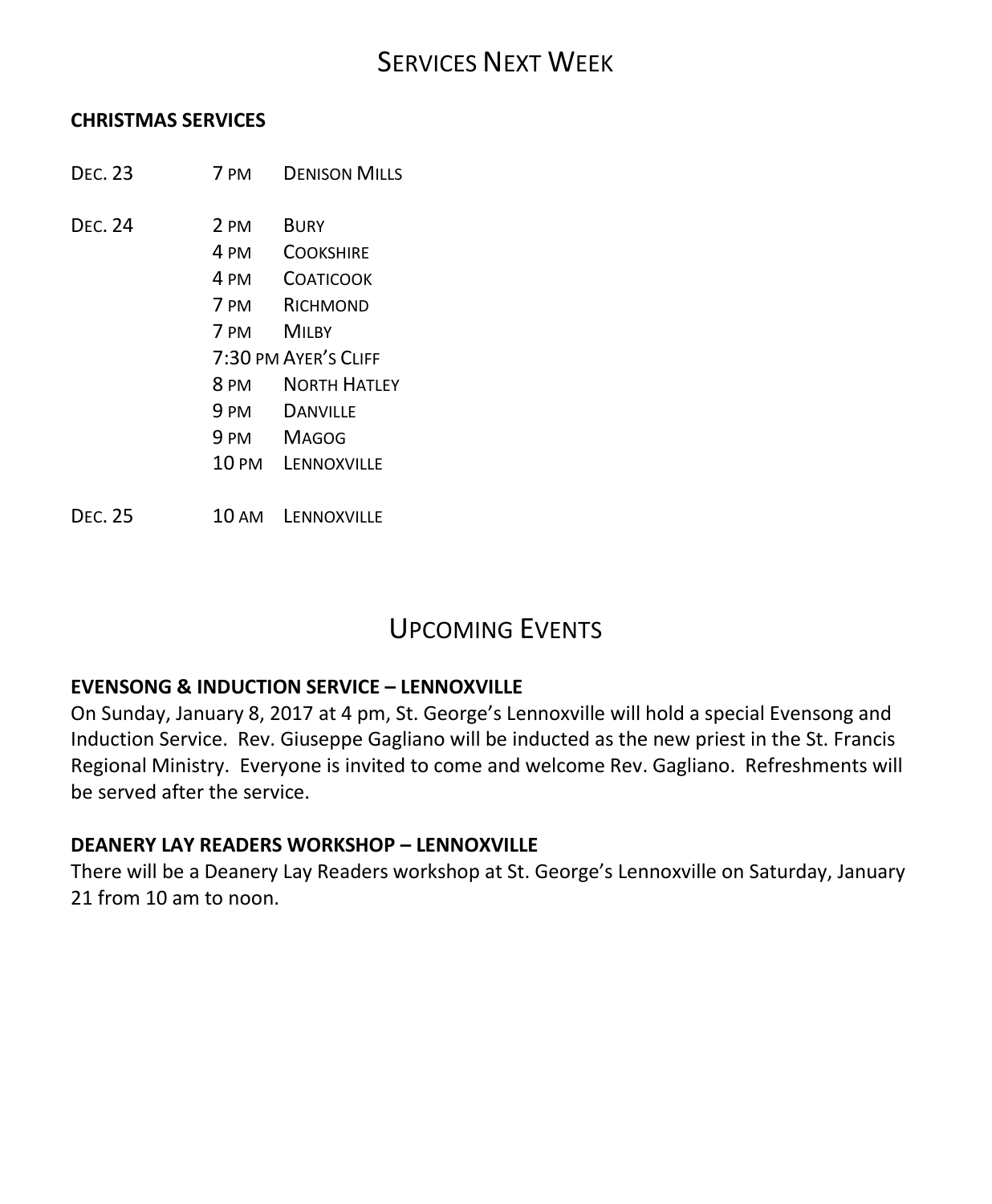# Services Next Week

**CHRISTMAS SERVICES**

| | | |
|---|---|---|
| Dec. 23 | 7 pm | Denison Mills |
| Dec. 24 | 2 pm | Bury |
| | 4 pm | Cookshire |
| | 4 pm | Coaticook |
| | 7 pm | Richmond |
| | 7 pm | Milby |
| | 7:30 pm | Ayer's Cliff |
| | 8 pm | North Hatley |
| | 9 pm | Danville |
| | 9 pm | Magog |
| | 10 pm | Lennoxville |
| Dec. 25 | 10 am | Lennoxville |

# Upcoming Events

**EVENSONG & INDUCTION SERVICE – LENNOXVILLE**

On Sunday, January 8, 2017 at 4 pm, St. George's Lennoxville will hold a special Evensong and Induction Service. Rev. Giuseppe Gagliano will be inducted as the new priest in the St. Francis Regional Ministry. Everyone is invited to come and welcome Rev. Gagliano. Refreshments will be served after the service.

**DEANERY LAY READERS WORKSHOP – LENNOXVILLE**

There will be a Deanery Lay Readers workshop at St. George's Lennoxville on Saturday, January 21 from 10 am to noon.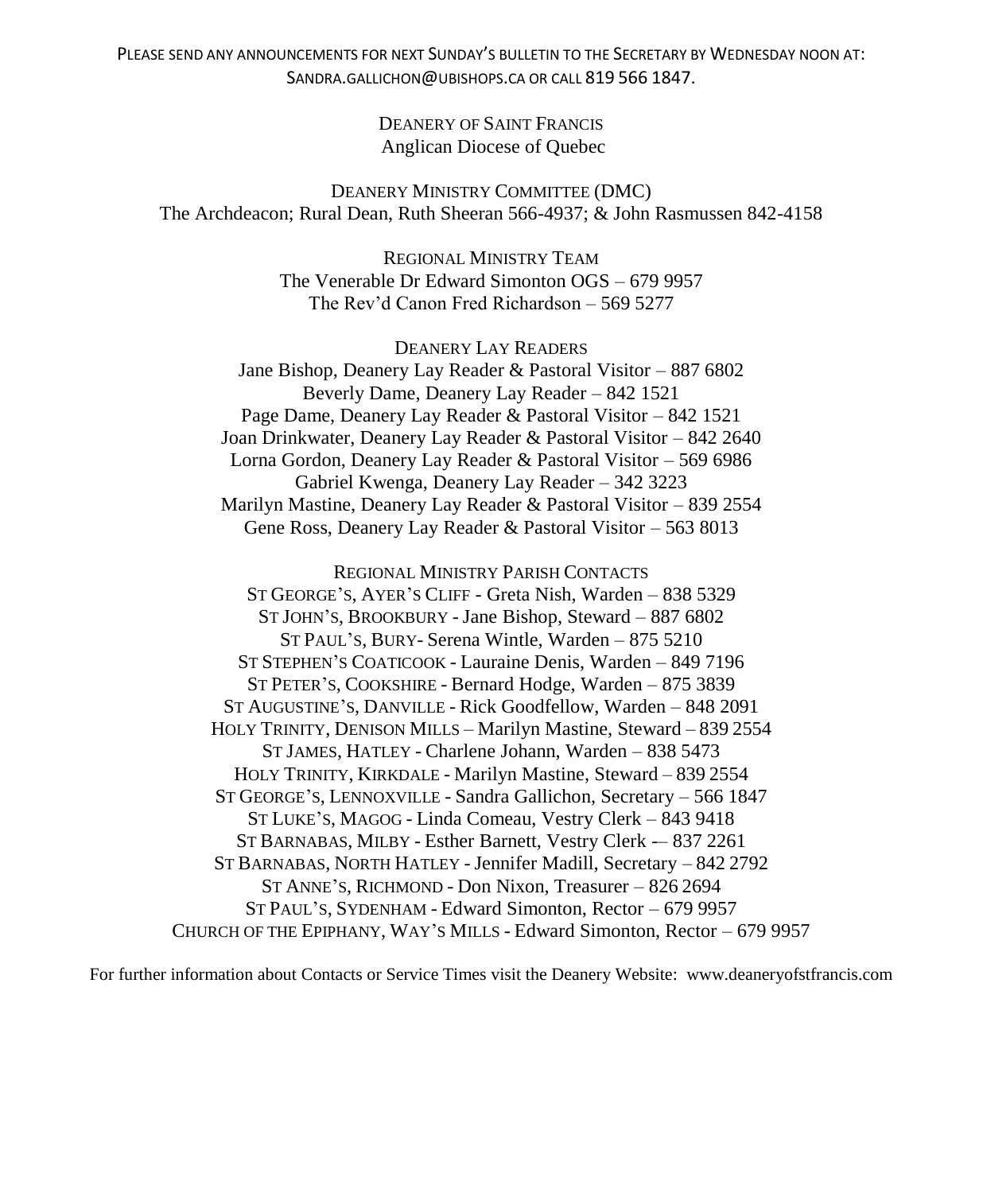PLEASE SEND ANY ANNOUNCEMENTS FOR NEXT SUNDAY'S BULLETIN TO THE SECRETARY BY WEDNESDAY NOON AT: SANDRA.GALLICHON@UBISHOPS.CA OR CALL 819 566 1847.

DEANERY OF SAINT FRANCIS
Anglican Diocese of Quebec

DEANERY MINISTRY COMMITTEE (DMC)
The Archdeacon; Rural Dean, Ruth Sheeran 566-4937; & John Rasmussen 842-4158

REGIONAL MINISTRY TEAM
The Venerable Dr Edward Simonton OGS – 679 9957
The Rev'd Canon Fred Richardson – 569 5277

DEANERY LAY READERS
Jane Bishop, Deanery Lay Reader & Pastoral Visitor – 887 6802
Beverly Dame, Deanery Lay Reader – 842 1521
Page Dame, Deanery Lay Reader & Pastoral Visitor – 842 1521
Joan Drinkwater, Deanery Lay Reader & Pastoral Visitor – 842 2640
Lorna Gordon, Deanery Lay Reader & Pastoral Visitor – 569 6986
Gabriel Kwenga, Deanery Lay Reader – 342 3223
Marilyn Mastine, Deanery Lay Reader & Pastoral Visitor – 839 2554
Gene Ross, Deanery Lay Reader & Pastoral Visitor – 563 8013

REGIONAL MINISTRY PARISH CONTACTS
ST GEORGE'S, AYER'S CLIFF - Greta Nish, Warden – 838 5329
ST JOHN'S, BROOKBURY - Jane Bishop, Steward – 887 6802
ST PAUL'S, BURY- Serena Wintle, Warden – 875 5210
ST STEPHEN'S COATICOOK - Lauraine Denis, Warden – 849 7196
ST PETER'S, COOKSHIRE - Bernard Hodge, Warden – 875 3839
ST AUGUSTINE'S, DANVILLE - Rick Goodfellow, Warden – 848 2091
HOLY TRINITY, DENISON MILLS – Marilyn Mastine, Steward – 839 2554
ST JAMES, HATLEY - Charlene Johann, Warden – 838 5473
HOLY TRINITY, KIRKDALE - Marilyn Mastine, Steward – 839 2554
ST GEORGE'S, LENNOXVILLE - Sandra Gallichon, Secretary – 566 1847
ST LUKE'S, MAGOG - Linda Comeau, Vestry Clerk – 843 9418
ST BARNABAS, MILBY - Esther Barnett, Vestry Clerk -– 837 2261
ST BARNABAS, NORTH HATLEY - Jennifer Madill, Secretary – 842 2792
ST ANNE'S, RICHMOND - Don Nixon, Treasurer – 826 2694
ST PAUL'S, SYDENHAM - Edward Simonton, Rector – 679 9957
CHURCH OF THE EPIPHANY, WAY'S MILLS - Edward Simonton, Rector – 679 9957

For further information about Contacts or Service Times visit the Deanery Website: www.deaneryofstfrancis.com